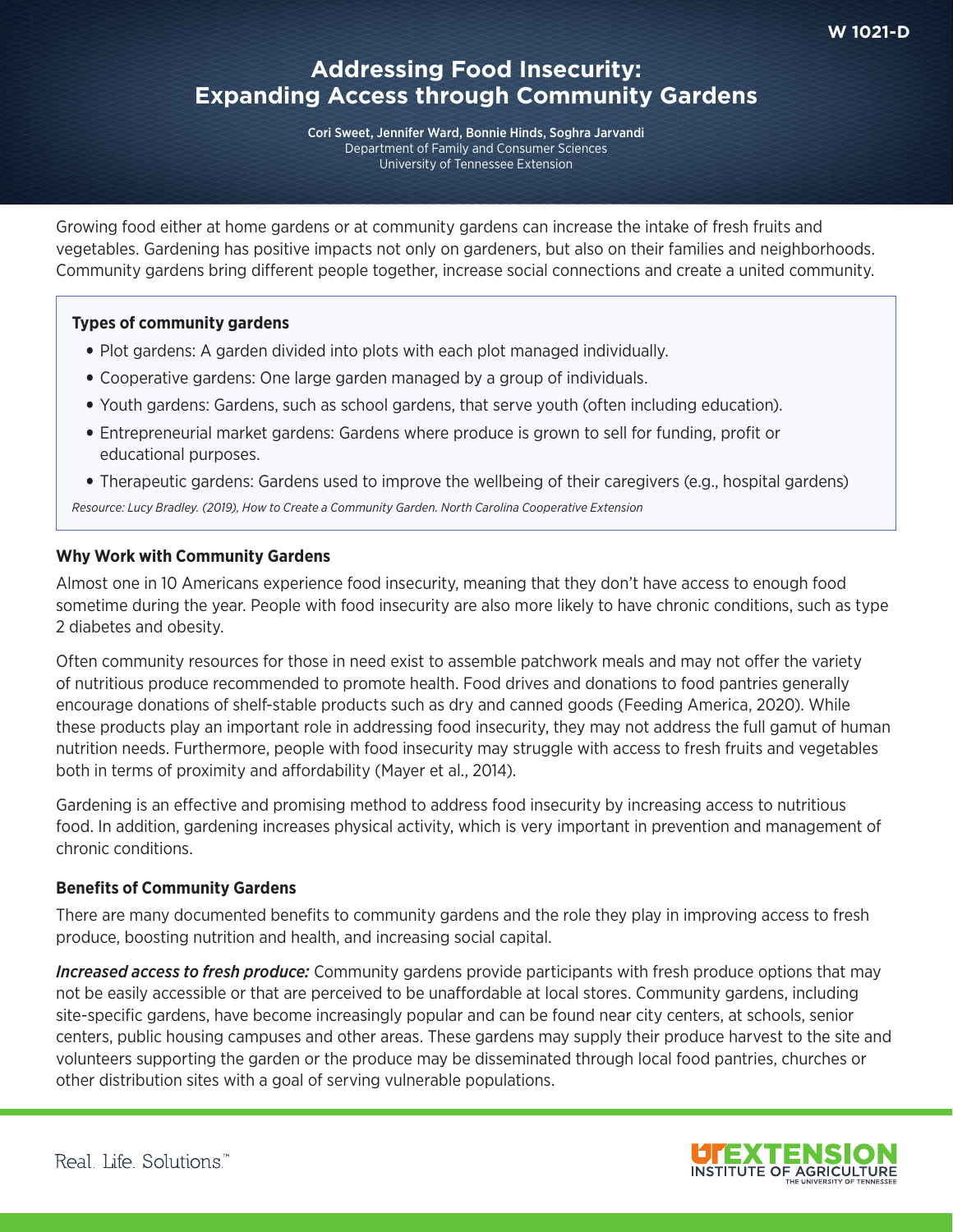W 1021-D

# Addressing Food Insecurity: Expanding Access through Community Gardens

**Cori Sweet, Jennifer Ward, Bonnie Hinds, Soghra Jarvandi**
Department of Family and Consumer Sciences
University of Tennessee Extension

Growing food either at home gardens or at community gardens can increase the intake of fresh fruits and vegetables. Gardening has positive impacts not only on gardeners, but also on their families and neighborhoods. Community gardens bring different people together, increase social connections and create a united community.

**Types of community gardens**

- Plot gardens: A garden divided into plots with each plot managed individually.
- Cooperative gardens: One large garden managed by a group of individuals.
- Youth gardens: Gardens, such as school gardens, that serve youth (often including education).
- Entrepreneurial market gardens: Gardens where produce is grown to sell for funding, profit or educational purposes.
- Therapeutic gardens: Gardens used to improve the wellbeing of their caregivers (e.g., hospital gardens)

*Resource: Lucy Bradley. (2019), How to Create a Community Garden. North Carolina Cooperative Extension*

## Why Work with Community Gardens

Almost one in 10 Americans experience food insecurity, meaning that they don't have access to enough food sometime during the year. People with food insecurity are also more likely to have chronic conditions, such as type 2 diabetes and obesity.

Often community resources for those in need exist to assemble patchwork meals and may not offer the variety of nutritious produce recommended to promote health. Food drives and donations to food pantries generally encourage donations of shelf-stable products such as dry and canned goods (Feeding America, 2020). While these products play an important role in addressing food insecurity, they may not address the full gamut of human nutrition needs. Furthermore, people with food insecurity may struggle with access to fresh fruits and vegetables both in terms of proximity and affordability (Mayer et al., 2014).

Gardening is an effective and promising method to address food insecurity by increasing access to nutritious food. In addition, gardening increases physical activity, which is very important in prevention and management of chronic conditions.

## Benefits of Community Gardens

There are many documented benefits to community gardens and the role they play in improving access to fresh produce, boosting nutrition and health, and increasing social capital.

***Increased access to fresh produce:*** Community gardens provide participants with fresh produce options that may not be easily accessible or that are perceived to be unaffordable at local stores. Community gardens, including site-specific gardens, have become increasingly popular and can be found near city centers, at schools, senior centers, public housing campuses and other areas. These gardens may supply their produce harvest to the site and volunteers supporting the garden or the produce may be disseminated through local food pantries, churches or other distribution sites with a goal of serving vulnerable populations.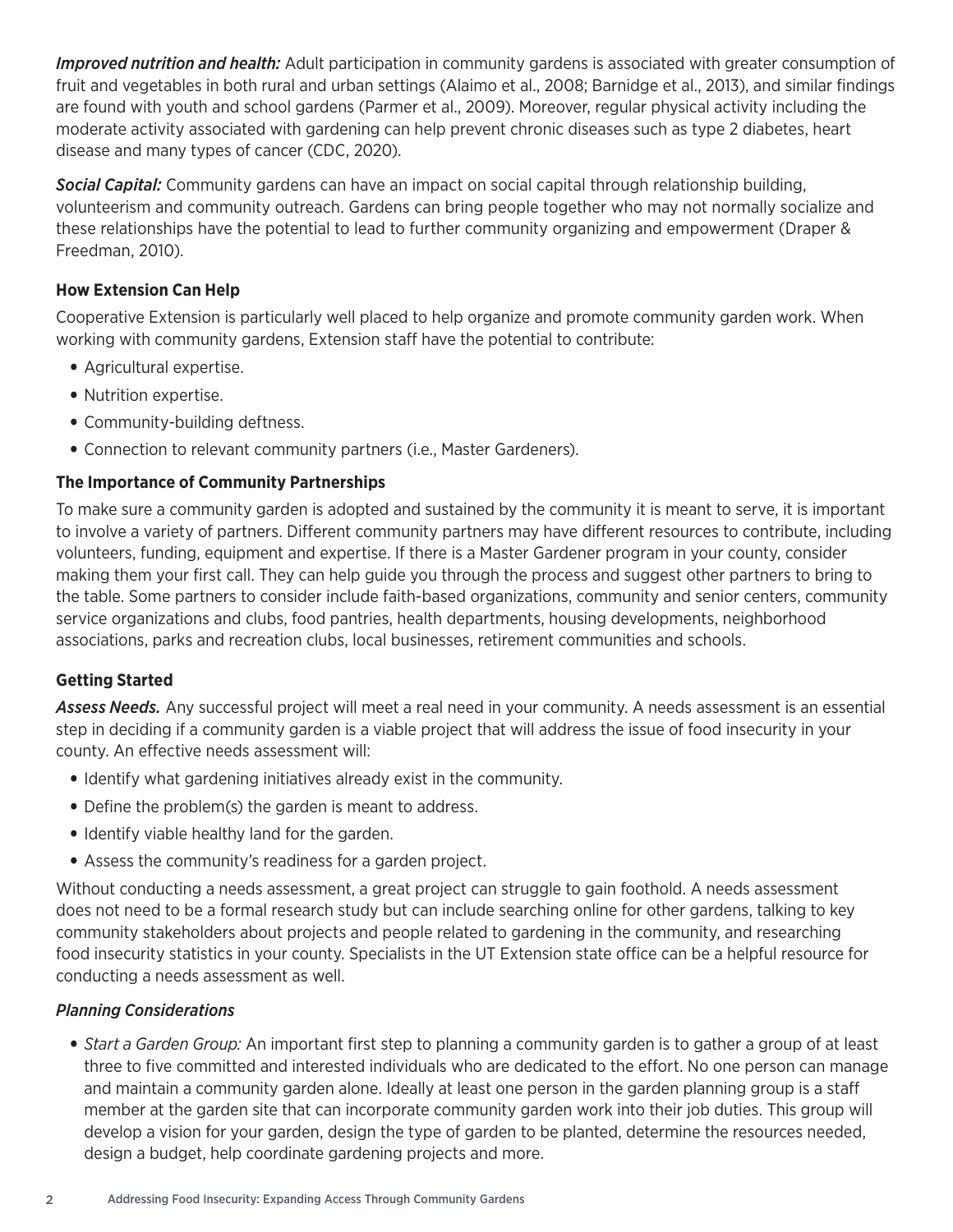***Improved nutrition and health:*** Adult participation in community gardens is associated with greater consumption of fruit and vegetables in both rural and urban settings (Alaimo et al., 2008; Barnidge et al., 2013), and similar findings are found with youth and school gardens (Parmer et al., 2009). Moreover, regular physical activity including the moderate activity associated with gardening can help prevent chronic diseases such as type 2 diabetes, heart disease and many types of cancer (CDC, 2020).

***Social Capital:*** Community gardens can have an impact on social capital through relationship building, volunteerism and community outreach. Gardens can bring people together who may not normally socialize and these relationships have the potential to lead to further community organizing and empowerment (Draper & Freedman, 2010).

### How Extension Can Help

Cooperative Extension is particularly well placed to help organize and promote community garden work. When working with community gardens, Extension staff have the potential to contribute:

- Agricultural expertise.
- Nutrition expertise.
- Community-building deftness.
- Connection to relevant community partners (i.e., Master Gardeners).

### The Importance of Community Partnerships

To make sure a community garden is adopted and sustained by the community it is meant to serve, it is important to involve a variety of partners. Different community partners may have different resources to contribute, including volunteers, funding, equipment and expertise. If there is a Master Gardener program in your county, consider making them your first call. They can help guide you through the process and suggest other partners to bring to the table. Some partners to consider include faith-based organizations, community and senior centers, community service organizations and clubs, food pantries, health departments, housing developments, neighborhood associations, parks and recreation clubs, local businesses, retirement communities and schools.

### Getting Started

***Assess Needs.*** Any successful project will meet a real need in your community. A needs assessment is an essential step in deciding if a community garden is a viable project that will address the issue of food insecurity in your county. An effective needs assessment will:

- Identify what gardening initiatives already exist in the community.
- Define the problem(s) the garden is meant to address.
- Identify viable healthy land for the garden.
- Assess the community's readiness for a garden project.

Without conducting a needs assessment, a great project can struggle to gain foothold. A needs assessment does not need to be a formal research study but can include searching online for other gardens, talking to key community stakeholders about projects and people related to gardening in the community, and researching food insecurity statistics in your county. Specialists in the UT Extension state office can be a helpful resource for conducting a needs assessment as well.

#### *Planning Considerations*

- *Start a Garden Group:* An important first step to planning a community garden is to gather a group of at least three to five committed and interested individuals who are dedicated to the effort. No one person can manage and maintain a community garden alone. Ideally at least one person in the garden planning group is a staff member at the garden site that can incorporate community garden work into their job duties. This group will develop a vision for your garden, design the type of garden to be planted, determine the resources needed, design a budget, help coordinate gardening projects and more.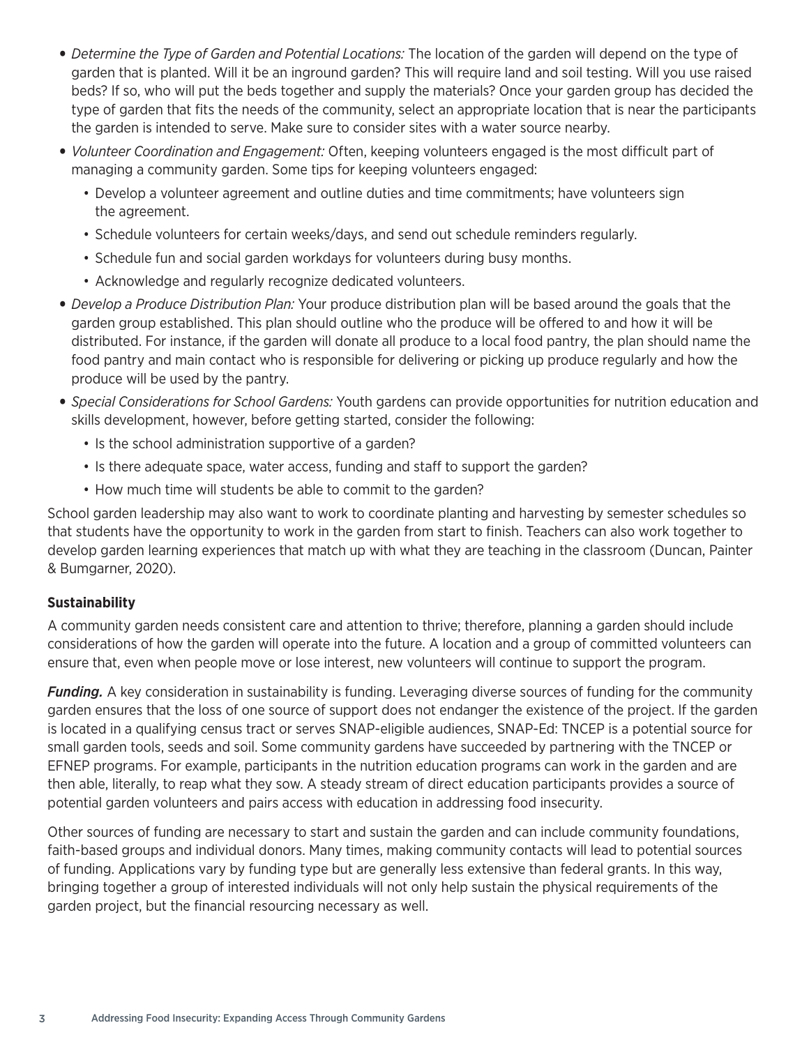- *Determine the Type of Garden and Potential Locations:* The location of the garden will depend on the type of garden that is planted. Will it be an inground garden? This will require land and soil testing. Will you use raised beds? If so, who will put the beds together and supply the materials? Once your garden group has decided the type of garden that fits the needs of the community, select an appropriate location that is near the participants the garden is intended to serve. Make sure to consider sites with a water source nearby.
- *Volunteer Coordination and Engagement:* Often, keeping volunteers engaged is the most difficult part of managing a community garden. Some tips for keeping volunteers engaged:
  - Develop a volunteer agreement and outline duties and time commitments; have volunteers sign the agreement.
  - Schedule volunteers for certain weeks/days, and send out schedule reminders regularly.
  - Schedule fun and social garden workdays for volunteers during busy months.
  - Acknowledge and regularly recognize dedicated volunteers.
- *Develop a Produce Distribution Plan:* Your produce distribution plan will be based around the goals that the garden group established. This plan should outline who the produce will be offered to and how it will be distributed. For instance, if the garden will donate all produce to a local food pantry, the plan should name the food pantry and main contact who is responsible for delivering or picking up produce regularly and how the produce will be used by the pantry.
- *Special Considerations for School Gardens:* Youth gardens can provide opportunities for nutrition education and skills development, however, before getting started, consider the following:
  - Is the school administration supportive of a garden?
  - Is there adequate space, water access, funding and staff to support the garden?
  - How much time will students be able to commit to the garden?

School garden leadership may also want to work to coordinate planting and harvesting by semester schedules so that students have the opportunity to work in the garden from start to finish. Teachers can also work together to develop garden learning experiences that match up with what they are teaching in the classroom (Duncan, Painter & Bumgarner, 2020).

**Sustainability**

A community garden needs consistent care and attention to thrive; therefore, planning a garden should include considerations of how the garden will operate into the future. A location and a group of committed volunteers can ensure that, even when people move or lose interest, new volunteers will continue to support the program.

***Funding.*** A key consideration in sustainability is funding. Leveraging diverse sources of funding for the community garden ensures that the loss of one source of support does not endanger the existence of the project. If the garden is located in a qualifying census tract or serves SNAP-eligible audiences, SNAP-Ed: TNCEP is a potential source for small garden tools, seeds and soil. Some community gardens have succeeded by partnering with the TNCEP or EFNEP programs. For example, participants in the nutrition education programs can work in the garden and are then able, literally, to reap what they sow. A steady stream of direct education participants provides a source of potential garden volunteers and pairs access with education in addressing food insecurity.

Other sources of funding are necessary to start and sustain the garden and can include community foundations, faith-based groups and individual donors. Many times, making community contacts will lead to potential sources of funding. Applications vary by funding type but are generally less extensive than federal grants. In this way, bringing together a group of interested individuals will not only help sustain the physical requirements of the garden project, but the financial resourcing necessary as well.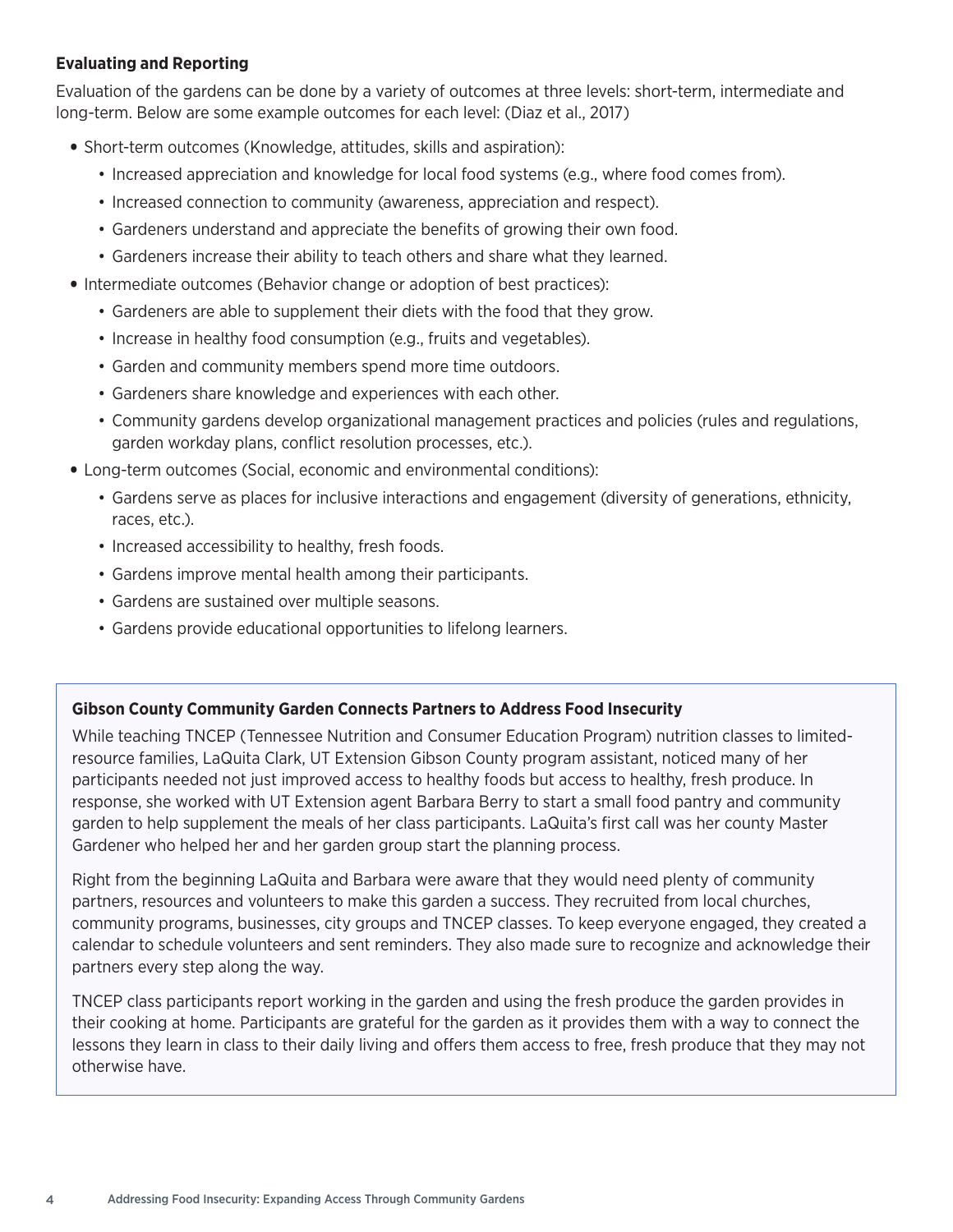### Evaluating and Reporting

Evaluation of the gardens can be done by a variety of outcomes at three levels: short-term, intermediate and long-term. Below are some example outcomes for each level: (Diaz et al., 2017)

- Short-term outcomes (Knowledge, attitudes, skills and aspiration):
  - Increased appreciation and knowledge for local food systems (e.g., where food comes from).
  - Increased connection to community (awareness, appreciation and respect).
  - Gardeners understand and appreciate the benefits of growing their own food.
  - Gardeners increase their ability to teach others and share what they learned.
- Intermediate outcomes (Behavior change or adoption of best practices):
  - Gardeners are able to supplement their diets with the food that they grow.
  - Increase in healthy food consumption (e.g., fruits and vegetables).
  - Garden and community members spend more time outdoors.
  - Gardeners share knowledge and experiences with each other.
  - Community gardens develop organizational management practices and policies (rules and regulations, garden workday plans, conflict resolution processes, etc.).
- Long-term outcomes (Social, economic and environmental conditions):
  - Gardens serve as places for inclusive interactions and engagement (diversity of generations, ethnicity, races, etc.).
  - Increased accessibility to healthy, fresh foods.
  - Gardens improve mental health among their participants.
  - Gardens are sustained over multiple seasons.
  - Gardens provide educational opportunities to lifelong learners.

**Gibson County Community Garden Connects Partners to Address Food Insecurity**

While teaching TNCEP (Tennessee Nutrition and Consumer Education Program) nutrition classes to limited-resource families, LaQuita Clark, UT Extension Gibson County program assistant, noticed many of her participants needed not just improved access to healthy foods but access to healthy, fresh produce. In response, she worked with UT Extension agent Barbara Berry to start a small food pantry and community garden to help supplement the meals of her class participants. LaQuita's first call was her county Master Gardener who helped her and her garden group start the planning process.

Right from the beginning LaQuita and Barbara were aware that they would need plenty of community partners, resources and volunteers to make this garden a success. They recruited from local churches, community programs, businesses, city groups and TNCEP classes. To keep everyone engaged, they created a calendar to schedule volunteers and sent reminders. They also made sure to recognize and acknowledge their partners every step along the way.

TNCEP class participants report working in the garden and using the fresh produce the garden provides in their cooking at home. Participants are grateful for the garden as it provides them with a way to connect the lessons they learn in class to their daily living and offers them access to free, fresh produce that they may not otherwise have.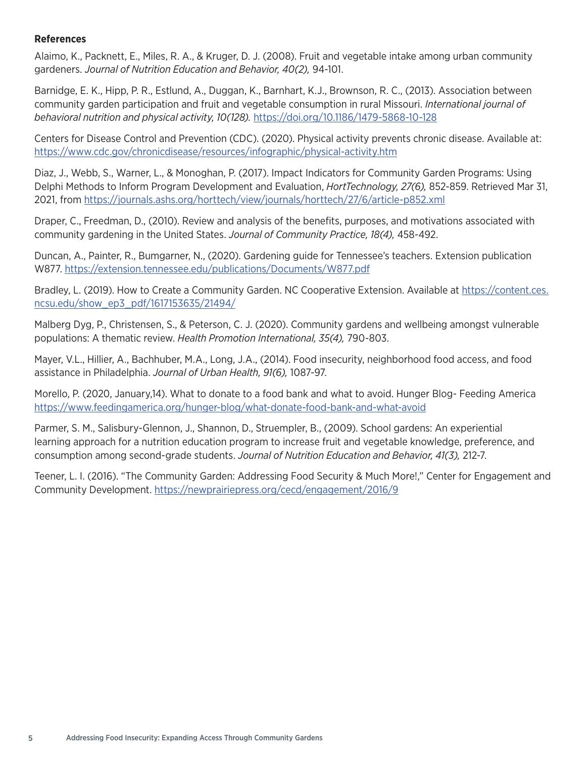### References

Alaimo, K., Packnett, E., Miles, R. A., & Kruger, D. J. (2008). Fruit and vegetable intake among urban community gardeners. *Journal of Nutrition Education and Behavior, 40(2),* 94-101.

Barnidge, E. K., Hipp, P. R., Estlund, A., Duggan, K., Barnhart, K.J., Brownson, R. C., (2013). Association between community garden participation and fruit and vegetable consumption in rural Missouri. *International journal of behavioral nutrition and physical activity, 10(128).* https://doi.org/10.1186/1479-5868-10-128

Centers for Disease Control and Prevention (CDC). (2020). Physical activity prevents chronic disease. Available at: https://www.cdc.gov/chronicdisease/resources/infographic/physical-activity.htm

Diaz, J., Webb, S., Warner, L., & Monoghan, P. (2017). Impact Indicators for Community Garden Programs: Using Delphi Methods to Inform Program Development and Evaluation, *HortTechnology, 27(6),* 852-859. Retrieved Mar 31, 2021, from https://journals.ashs.org/horttech/view/journals/horttech/27/6/article-p852.xml

Draper, C., Freedman, D., (2010). Review and analysis of the benefits, purposes, and motivations associated with community gardening in the United States. *Journal of Community Practice, 18(4),* 458-492.

Duncan, A., Painter, R., Bumgarner, N., (2020). Gardening guide for Tennessee's teachers. Extension publication W877. https://extension.tennessee.edu/publications/Documents/W877.pdf

Bradley, L. (2019). How to Create a Community Garden. NC Cooperative Extension. Available at https://content.ces.ncsu.edu/show_ep3_pdf/1617153635/21494/

Malberg Dyg, P., Christensen, S., & Peterson, C. J. (2020). Community gardens and wellbeing amongst vulnerable populations: A thematic review. *Health Promotion International, 35(4),* 790-803.

Mayer, V.L., Hillier, A., Bachhuber, M.A., Long, J.A., (2014). Food insecurity, neighborhood food access, and food assistance in Philadelphia. *Journal of Urban Health, 91(6),* 1087-97.

Morello, P. (2020, January,14). What to donate to a food bank and what to avoid. Hunger Blog- Feeding America https://www.feedingamerica.org/hunger-blog/what-donate-food-bank-and-what-avoid

Parmer, S. M., Salisbury-Glennon, J., Shannon, D., Struempler, B., (2009). School gardens: An experiential learning approach for a nutrition education program to increase fruit and vegetable knowledge, preference, and consumption among second-grade students. *Journal of Nutrition Education and Behavior, 41(3),* 212-7.

Teener, L. I. (2016). "The Community Garden: Addressing Food Security & Much More!," Center for Engagement and Community Development. https://newprairiepress.org/cecd/engagement/2016/9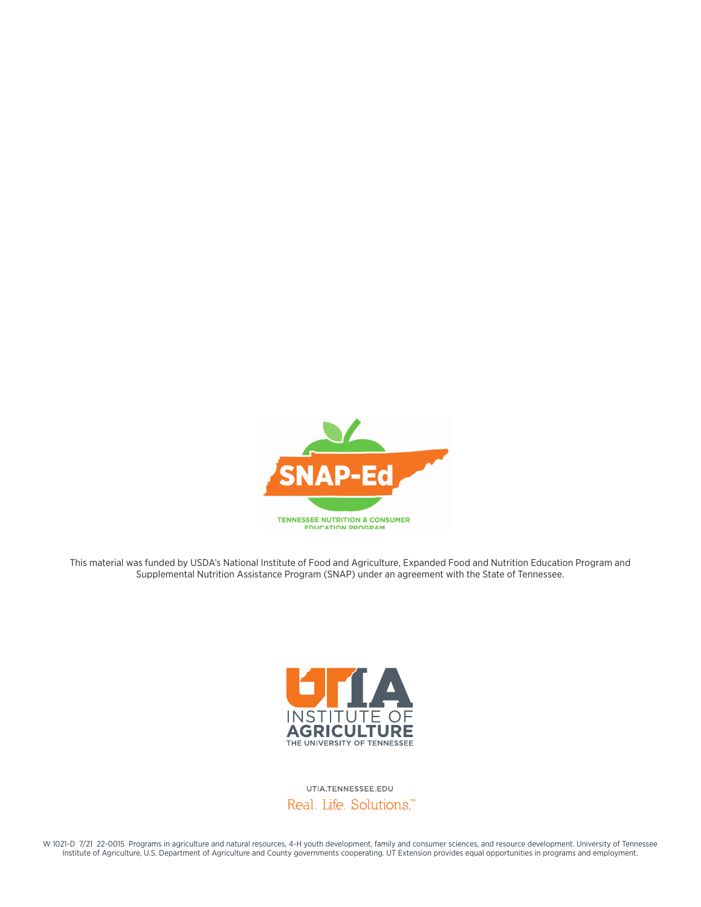SNAP-Ed

TENNESSEE NUTRITION & CONSUMER EDUCATION PROGRAM

This material was funded by USDA's National Institute of Food and Agriculture, Expanded Food and Nutrition Education Program and Supplemental Nutrition Assistance Program (SNAP) under an agreement with the State of Tennessee.

UTIA
INSTITUTE OF
AGRICULTURE
THE UNIVERSITY OF TENNESSEE

UTIA.TENNESSEE.EDU

Real. Life. Solutions.™

W 1021-D 7/21 22-0015 Programs in agriculture and natural resources, 4-H youth development, family and consumer sciences, and resource development. University of Tennessee Institute of Agriculture, U.S. Department of Agriculture and County governments cooperating. UT Extension provides equal opportunities in programs and employment.